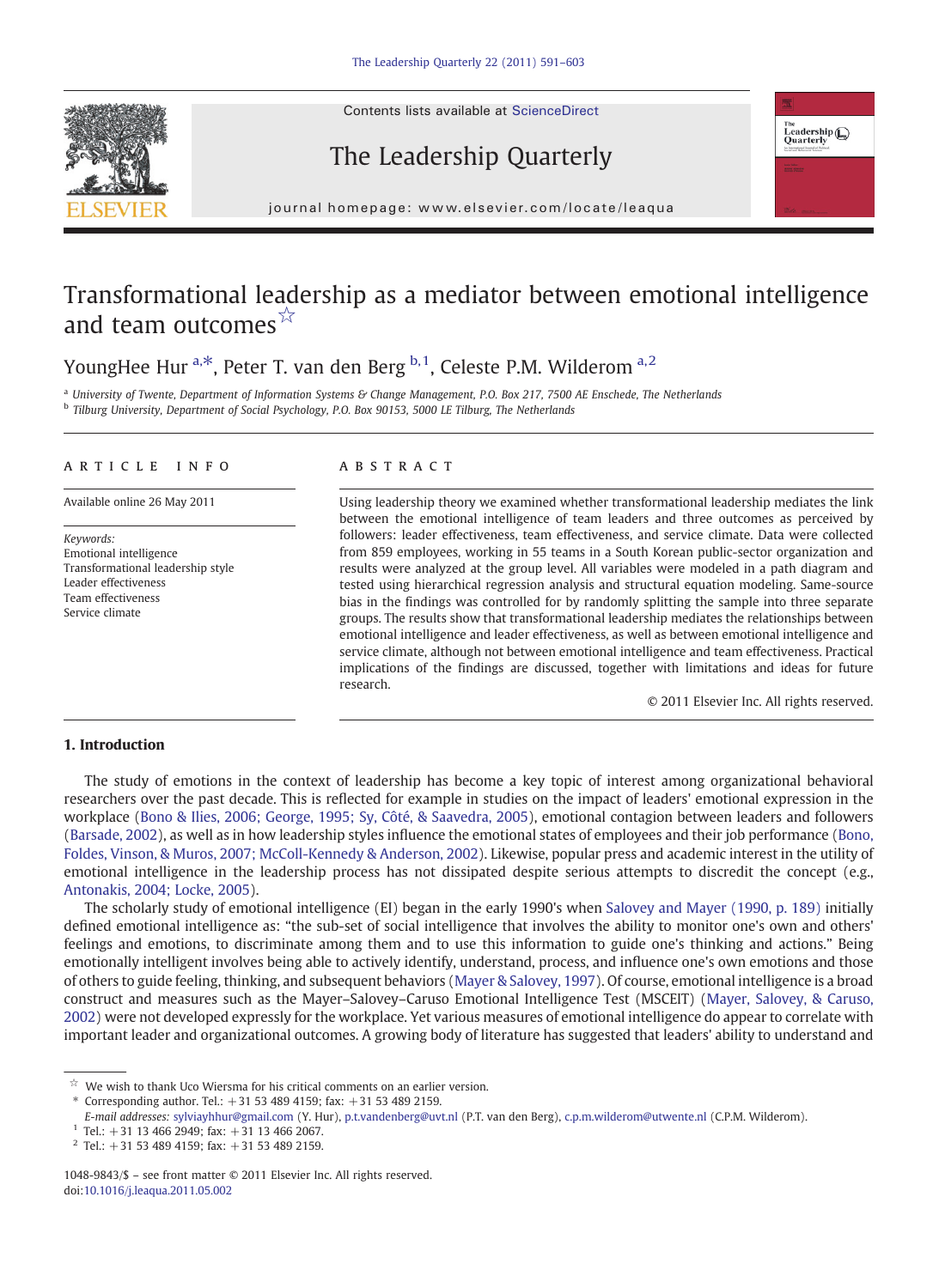# Transformational leadership as a mediator between emotional intelligence and team outcomes☆

YoungHee Hur [a,*], Peter T. van den Berg [b,1], Celeste P.M. Wilderom [a,2]

[a] University of Twente, Department of Information Systems & Change Management, P.O. Box 217, 7500 AE Enschede, The Netherlands
[b] Tilburg University, Department of Social Psychology, P.O. Box 90153, 5000 LE Tilburg, The Netherlands

## ARTICLE INFO

Available online 26 May 2011

*Keywords:*
Emotional intelligence
Transformational leadership style
Leader effectiveness
Team effectiveness
Service climate

## ABSTRACT

Using leadership theory we examined whether transformational leadership mediates the link between the emotional intelligence of team leaders and three outcomes as perceived by followers: leader effectiveness, team effectiveness, and service climate. Data were collected from 859 employees, working in 55 teams in a South Korean public-sector organization and results were analyzed at the group level. All variables were modeled in a path diagram and tested using hierarchical regression analysis and structural equation modeling. Same-source bias in the findings was controlled for by randomly splitting the sample into three separate groups. The results show that transformational leadership mediates the relationships between emotional intelligence and leader effectiveness, as well as between emotional intelligence and service climate, although not between emotional intelligence and team effectiveness. Practical implications of the findings are discussed, together with limitations and ideas for future research.

© 2011 Elsevier Inc. All rights reserved.

## 1. Introduction

The study of emotions in the context of leadership has become a key topic of interest among organizational behavioral researchers over the past decade. This is reflected for example in studies on the impact of leaders' emotional expression in the workplace (Bono & Ilies, 2006; George, 1995; Sy, Côté, & Saavedra, 2005), emotional contagion between leaders and followers (Barsade, 2002), as well as in how leadership styles influence the emotional states of employees and their job performance (Bono, Foldes, Vinson, & Muros, 2007; McColl-Kennedy & Anderson, 2002). Likewise, popular press and academic interest in the utility of emotional intelligence in the leadership process has not dissipated despite serious attempts to discredit the concept (e.g., Antonakis, 2004; Locke, 2005).

The scholarly study of emotional intelligence (EI) began in the early 1990's when Salovey and Mayer (1990, p. 189) initially defined emotional intelligence as: "the sub-set of social intelligence that involves the ability to monitor one's own and others' feelings and emotions, to discriminate among them and to use this information to guide one's thinking and actions." Being emotionally intelligent involves being able to actively identify, understand, process, and influence one's own emotions and those of others to guide feeling, thinking, and subsequent behaviors (Mayer & Salovey, 1997). Of course, emotional intelligence is a broad construct and measures such as the Mayer–Salovey–Caruso Emotional Intelligence Test (MSCEIT) (Mayer, Salovey, & Caruso, 2002) were not developed expressly for the workplace. Yet various measures of emotional intelligence do appear to correlate with important leader and organizational outcomes. A growing body of literature has suggested that leaders' ability to understand and

☆ We wish to thank Uco Wiersma for his critical comments on an earlier version.
\* Corresponding author. Tel.: +31 53 489 4159; fax: +31 53 489 2159.
E-mail addresses: sylviayhhur@gmail.com (Y. Hur), p.t.vandenberg@uvt.nl (P.T. van den Berg), c.p.m.wilderom@utwente.nl (C.P.M. Wilderom).
[1] Tel.: +31 13 466 2949; fax: +31 13 466 2067.
[2] Tel.: +31 53 489 4159; fax: +31 53 489 2159.

1048-9843/$ – see front matter © 2011 Elsevier Inc. All rights reserved.
doi:10.1016/j.leaqua.2011.05.002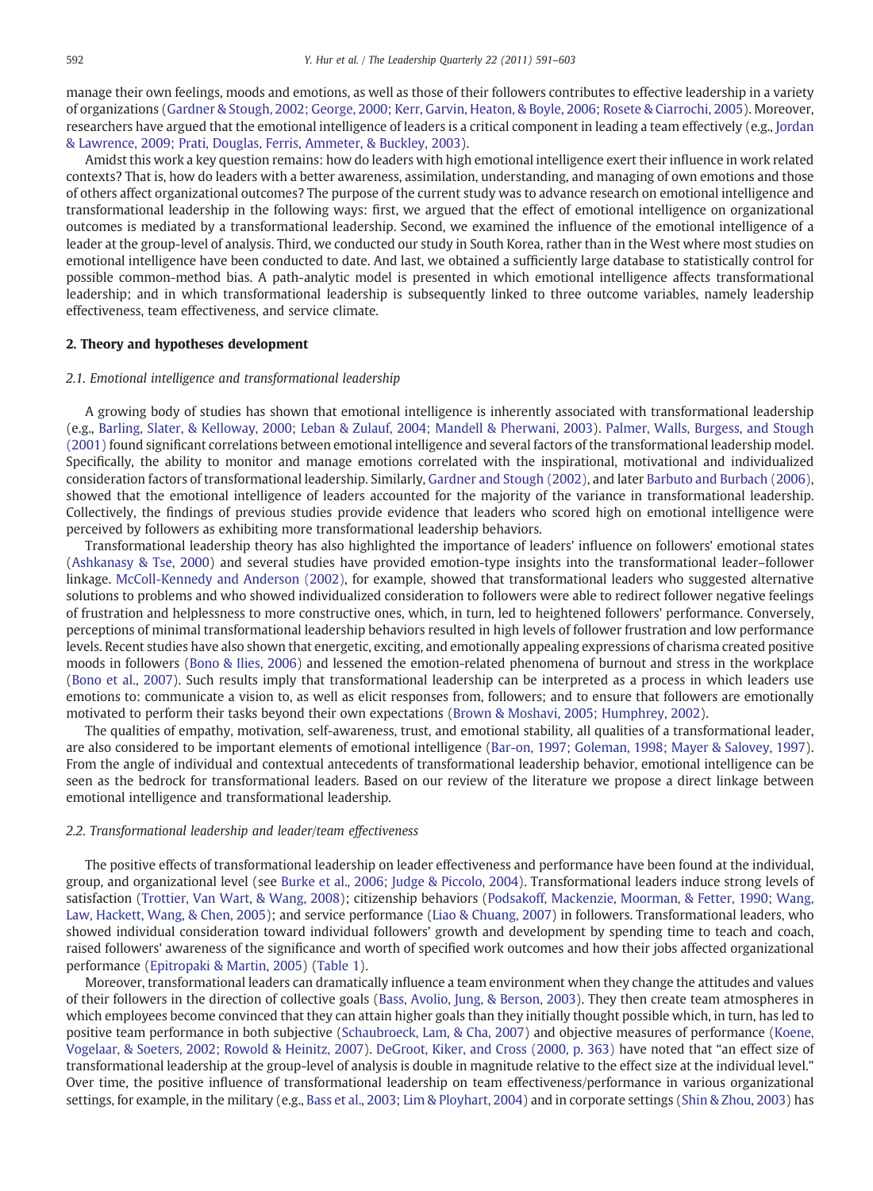manage their own feelings, moods and emotions, as well as those of their followers contributes to effective leadership in a variety of organizations (Gardner & Stough, 2002; George, 2000; Kerr, Garvin, Heaton, & Boyle, 2006; Rosete & Ciarrochi, 2005). Moreover, researchers have argued that the emotional intelligence of leaders is a critical component in leading a team effectively (e.g., Jordan & Lawrence, 2009; Prati, Douglas, Ferris, Ammeter, & Buckley, 2003).

Amidst this work a key question remains: how do leaders with high emotional intelligence exert their influence in work related contexts? That is, how do leaders with a better awareness, assimilation, understanding, and managing of own emotions and those of others affect organizational outcomes? The purpose of the current study was to advance research on emotional intelligence and transformational leadership in the following ways: first, we argued that the effect of emotional intelligence on organizational outcomes is mediated by a transformational leadership. Second, we examined the influence of the emotional intelligence of a leader at the group-level of analysis. Third, we conducted our study in South Korea, rather than in the West where most studies on emotional intelligence have been conducted to date. And last, we obtained a sufficiently large database to statistically control for possible common-method bias. A path-analytic model is presented in which emotional intelligence affects transformational leadership; and in which transformational leadership is subsequently linked to three outcome variables, namely leadership effectiveness, team effectiveness, and service climate.

## 2. Theory and hypotheses development

### 2.1. Emotional intelligence and transformational leadership

A growing body of studies has shown that emotional intelligence is inherently associated with transformational leadership (e.g., Barling, Slater, & Kelloway, 2000; Leban & Zulauf, 2004; Mandell & Pherwani, 2003). Palmer, Walls, Burgess, and Stough (2001) found significant correlations between emotional intelligence and several factors of the transformational leadership model. Specifically, the ability to monitor and manage emotions correlated with the inspirational, motivational and individualized consideration factors of transformational leadership. Similarly, Gardner and Stough (2002), and later Barbuto and Burbach (2006), showed that the emotional intelligence of leaders accounted for the majority of the variance in transformational leadership. Collectively, the findings of previous studies provide evidence that leaders who scored high on emotional intelligence were perceived by followers as exhibiting more transformational leadership behaviors.

Transformational leadership theory has also highlighted the importance of leaders' influence on followers' emotional states (Ashkanasy & Tse, 2000) and several studies have provided emotion-type insights into the transformational leader–follower linkage. McColl-Kennedy and Anderson (2002), for example, showed that transformational leaders who suggested alternative solutions to problems and who showed individualized consideration to followers were able to redirect follower negative feelings of frustration and helplessness to more constructive ones, which, in turn, led to heightened followers' performance. Conversely, perceptions of minimal transformational leadership behaviors resulted in high levels of follower frustration and low performance levels. Recent studies have also shown that energetic, exciting, and emotionally appealing expressions of charisma created positive moods in followers (Bono & Ilies, 2006) and lessened the emotion-related phenomena of burnout and stress in the workplace (Bono et al., 2007). Such results imply that transformational leadership can be interpreted as a process in which leaders use emotions to: communicate a vision to, as well as elicit responses from, followers; and to ensure that followers are emotionally motivated to perform their tasks beyond their own expectations (Brown & Moshavi, 2005; Humphrey, 2002).

The qualities of empathy, motivation, self-awareness, trust, and emotional stability, all qualities of a transformational leader, are also considered to be important elements of emotional intelligence (Bar-on, 1997; Goleman, 1998; Mayer & Salovey, 1997). From the angle of individual and contextual antecedents of transformational leadership behavior, emotional intelligence can be seen as the bedrock for transformational leaders. Based on our review of the literature we propose a direct linkage between emotional intelligence and transformational leadership.

### 2.2. Transformational leadership and leader/team effectiveness

The positive effects of transformational leadership on leader effectiveness and performance have been found at the individual, group, and organizational level (see Burke et al., 2006; Judge & Piccolo, 2004). Transformational leaders induce strong levels of satisfaction (Trottier, Van Wart, & Wang, 2008); citizenship behaviors (Podsakoff, Mackenzie, Moorman, & Fetter, 1990; Wang, Law, Hackett, Wang, & Chen, 2005); and service performance (Liao & Chuang, 2007) in followers. Transformational leaders, who showed individual consideration toward individual followers' growth and development by spending time to teach and coach, raised followers' awareness of the significance and worth of specified work outcomes and how their jobs affected organizational performance (Epitropaki & Martin, 2005) (Table 1).

Moreover, transformational leaders can dramatically influence a team environment when they change the attitudes and values of their followers in the direction of collective goals (Bass, Avolio, Jung, & Berson, 2003). They then create team atmospheres in which employees become convinced that they can attain higher goals than they initially thought possible which, in turn, has led to positive team performance in both subjective (Schaubroeck, Lam, & Cha, 2007) and objective measures of performance (Koene, Vogelaar, & Soeters, 2002; Rowold & Heinitz, 2007). DeGroot, Kiker, and Cross (2000, p. 363) have noted that "an effect size of transformational leadership at the group-level of analysis is double in magnitude relative to the effect size at the individual level." Over time, the positive influence of transformational leadership on team effectiveness/performance in various organizational settings, for example, in the military (e.g., Bass et al., 2003; Lim & Ployhart, 2004) and in corporate settings (Shin & Zhou, 2003) has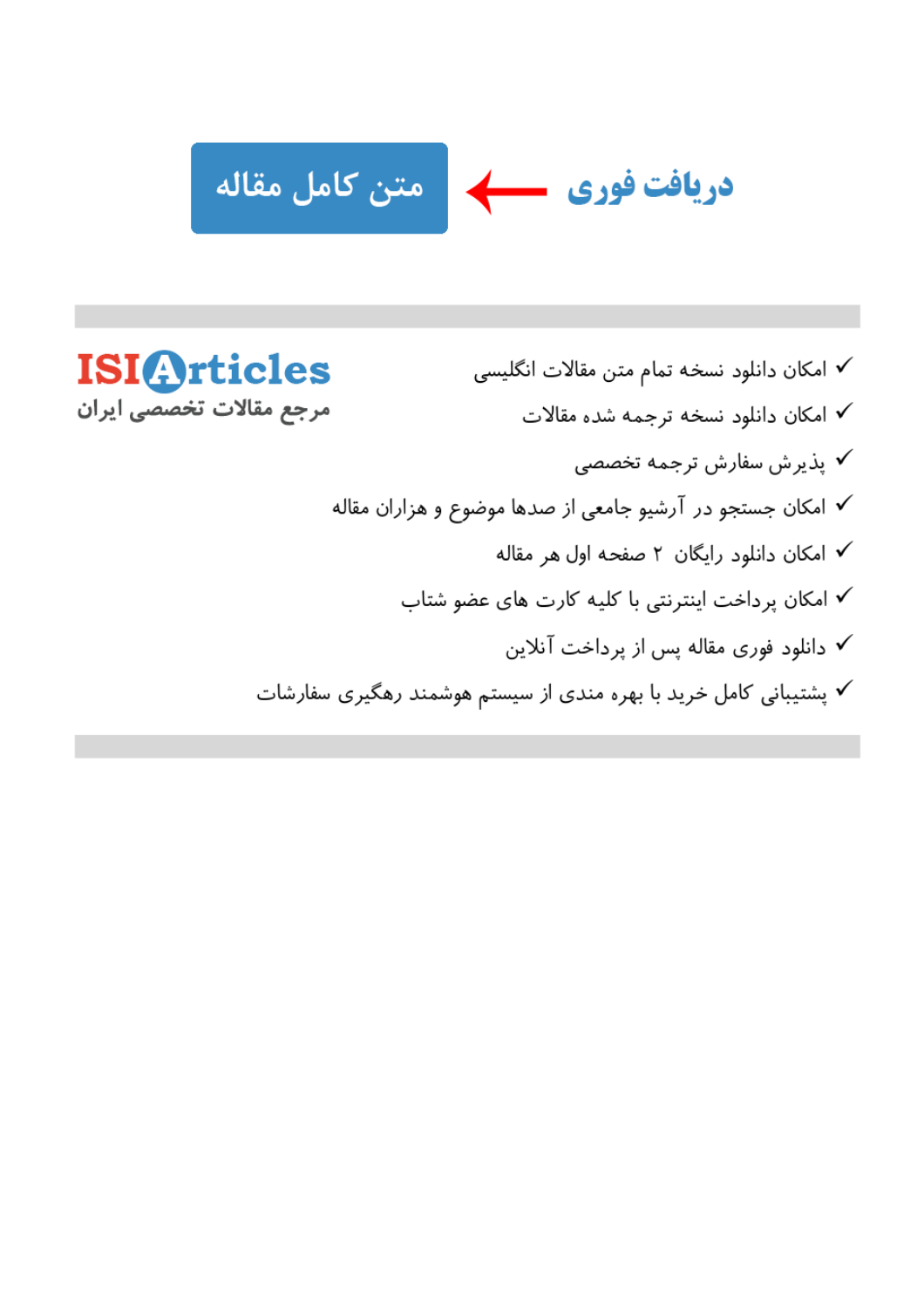دریافت فوری ← **متن کامل مقاله**

**ISIArticles**
مرجع مقالات تخصصی ایران

- ✓ امکان دانلود نسخه تمام متن مقالات انگلیسی
- ✓ امکان دانلود نسخه ترجمه شده مقالات
- ✓ پذیرش سفارش ترجمه تخصصی
- ✓ امکان جستجو در آرشیو جامعی از صدها موضوع و هزاران مقاله
- ✓ امکان دانلود رایگان ۲ صفحه اول هر مقاله
- ✓ امکان پرداخت اینترنتی با کلیه کارت های عضو شتاب
- ✓ دانلود فوری مقاله پس از پرداخت آنلاین
- ✓ پشتیبانی کامل خرید با بهره مندی از سیستم هوشمند رهگیری سفارشات